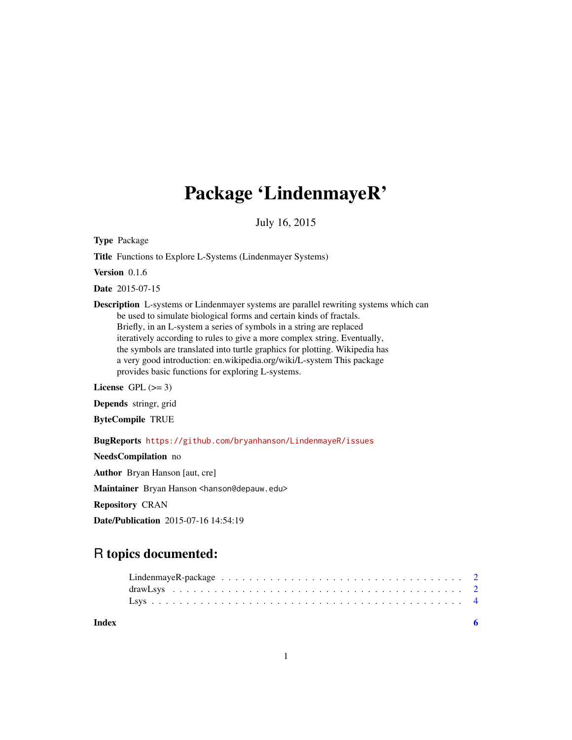# Package 'LindenmayeR'

July 16, 2015

**Type** Package

**Title** Functions to Explore L-Systems (Lindenmayer Systems)

**Version** 0.1.6

**Date** 2015-07-15

**Description** L-systems or Lindenmayer systems are parallel rewriting systems which can be used to simulate biological forms and certain kinds of fractals. Briefly, in an L-system a series of symbols in a string are replaced iteratively according to rules to give a more complex string. Eventually, the symbols are translated into turtle graphics for plotting. Wikipedia has a very good introduction: en.wikipedia.org/wiki/L-system This package provides basic functions for exploring L-systems.

**License** GPL (>= 3)

**Depends** stringr, grid

**ByteCompile** TRUE

**BugReports** https://github.com/bryanhanson/LindenmayeR/issues

**NeedsCompilation** no

**Author** Bryan Hanson [aut, cre]

**Maintainer** Bryan Hanson <hanson@depauw.edu>

**Repository** CRAN

**Date/Publication** 2015-07-16 14:54:19

## R topics documented:

- LindenmayeR-package . . . . . . . . . . . . . . . . . . . . . . . . . . . . . . . . . . . . 2
- drawLsys . . . . . . . . . . . . . . . . . . . . . . . . . . . . . . . . . . . . . . . . . . . 2
- Lsys . . . . . . . . . . . . . . . . . . . . . . . . . . . . . . . . . . . . . . . . . . . . . 4

**Index** **6**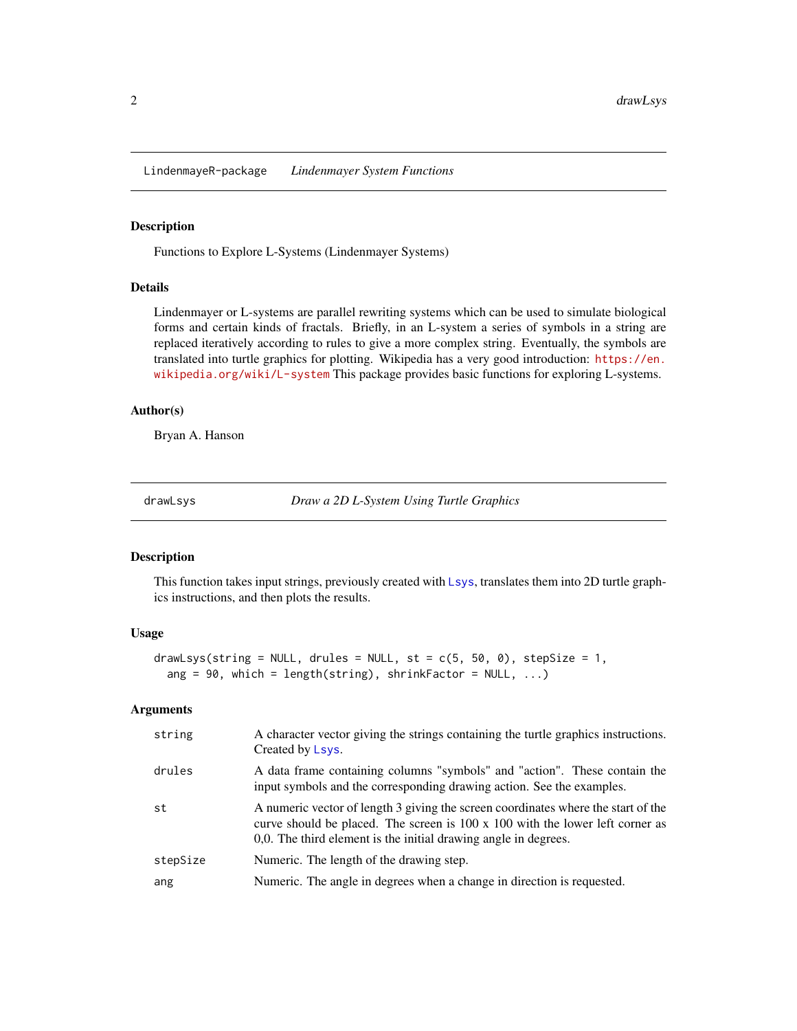## LindenmayeR-package &nbsp;&nbsp;&nbsp; *Lindenmayer System Functions*

### Description

Functions to Explore L-Systems (Lindenmayer Systems)

### Details

Lindenmayer or L-systems are parallel rewriting systems which can be used to simulate biological forms and certain kinds of fractals. Briefly, in an L-system a series of symbols in a string are replaced iteratively according to rules to give a more complex string. Eventually, the symbols are translated into turtle graphics for plotting. Wikipedia has a very good introduction: https://en.wikipedia.org/wiki/L-system This package provides basic functions for exploring L-systems.

### Author(s)

Bryan A. Hanson

## drawLsys &nbsp;&nbsp;&nbsp; *Draw a 2D L-System Using Turtle Graphics*

### Description

This function takes input strings, previously created with `Lsys`, translates them into 2D turtle graphics instructions, and then plots the results.

### Usage

```
drawLsys(string = NULL, drules = NULL, st = c(5, 50, 0), stepSize = 1,
  ang = 90, which = length(string), shrinkFactor = NULL, ...)
```

### Arguments

| | |
|---|---|
| `string` | A character vector giving the strings containing the turtle graphics instructions. Created by `Lsys`. |
| `drules` | A data frame containing columns "symbols" and "action". These contain the input symbols and the corresponding drawing action. See the examples. |
| `st` | A numeric vector of length 3 giving the screen coordinates where the start of the curve should be placed. The screen is 100 x 100 with the lower left corner as 0,0. The third element is the initial drawing angle in degrees. |
| `stepSize` | Numeric. The length of the drawing step. |
| `ang` | Numeric. The angle in degrees when a change in direction is requested. |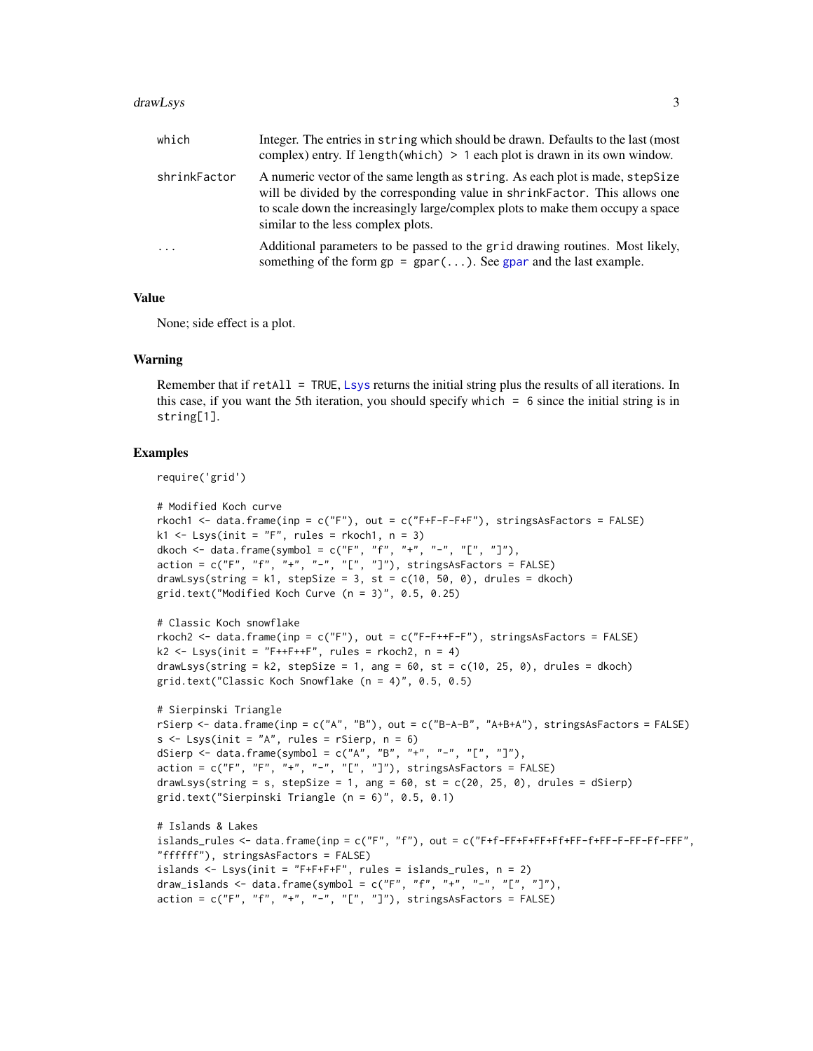| | |
|---|---|
| which | Integer. The entries in string which should be drawn. Defaults to the last (most complex) entry. If length(which) > 1 each plot is drawn in its own window. |
| shrinkFactor | A numeric vector of the same length as string. As each plot is made, stepSize will be divided by the corresponding value in shrinkFactor. This allows one to scale down the increasingly large/complex plots to make them occupy a space similar to the less complex plots. |
| ... | Additional parameters to be passed to the grid drawing routines. Most likely, something of the form gp = gpar(...). See gpar and the last example. |

## Value

None; side effect is a plot.

## Warning

Remember that if retAll = TRUE, Lsys returns the initial string plus the results of all iterations. In this case, if you want the 5th iteration, you should specify which = 6 since the initial string is in string[1].

## Examples

```
require('grid')

# Modified Koch curve
rkoch1 <- data.frame(inp = c("F"), out = c("F+F-F-F+F"), stringsAsFactors = FALSE)
k1 <- Lsys(init = "F", rules = rkoch1, n = 3)
dkoch <- data.frame(symbol = c("F", "f", "+", "-", "[", "]"),
action = c("F", "f", "+", "-", "[", "]"), stringsAsFactors = FALSE)
drawLsys(string = k1, stepSize = 3, st = c(10, 50, 0), drules = dkoch)
grid.text("Modified Koch Curve (n = 3)", 0.5, 0.25)

# Classic Koch snowflake
rkoch2 <- data.frame(inp = c("F"), out = c("F-F++F-F"), stringsAsFactors = FALSE)
k2 <- Lsys(init = "F++F++F", rules = rkoch2, n = 4)
drawLsys(string = k2, stepSize = 1, ang = 60, st = c(10, 25, 0), drules = dkoch)
grid.text("Classic Koch Snowflake (n = 4)", 0.5, 0.5)

# Sierpinski Triangle
rSierp <- data.frame(inp = c("A", "B"), out = c("B-A-B", "A+B+A"), stringsAsFactors = FALSE)
s <- Lsys(init = "A", rules = rSierp, n = 6)
dSierp <- data.frame(symbol = c("A", "B", "+", "-", "[", "]"),
action = c("F", "F", "+", "-", "[", "]"), stringsAsFactors = FALSE)
drawLsys(string = s, stepSize = 1, ang = 60, st = c(20, 25, 0), drules = dSierp)
grid.text("Sierpinski Triangle (n = 6)", 0.5, 0.1)

# Islands & Lakes
islands_rules <- data.frame(inp = c("F", "f"), out = c("F+f-FF+F+FF+Ff+FF-f+FF-F-FF-Ff-FFF",
"ffffff"), stringsAsFactors = FALSE)
islands <- Lsys(init = "F+F+F+F", rules = islands_rules, n = 2)
draw_islands <- data.frame(symbol = c("F", "f", "+", "-", "[", "]"),
action = c("F", "f", "+", "-", "[", "]"), stringsAsFactors = FALSE)
```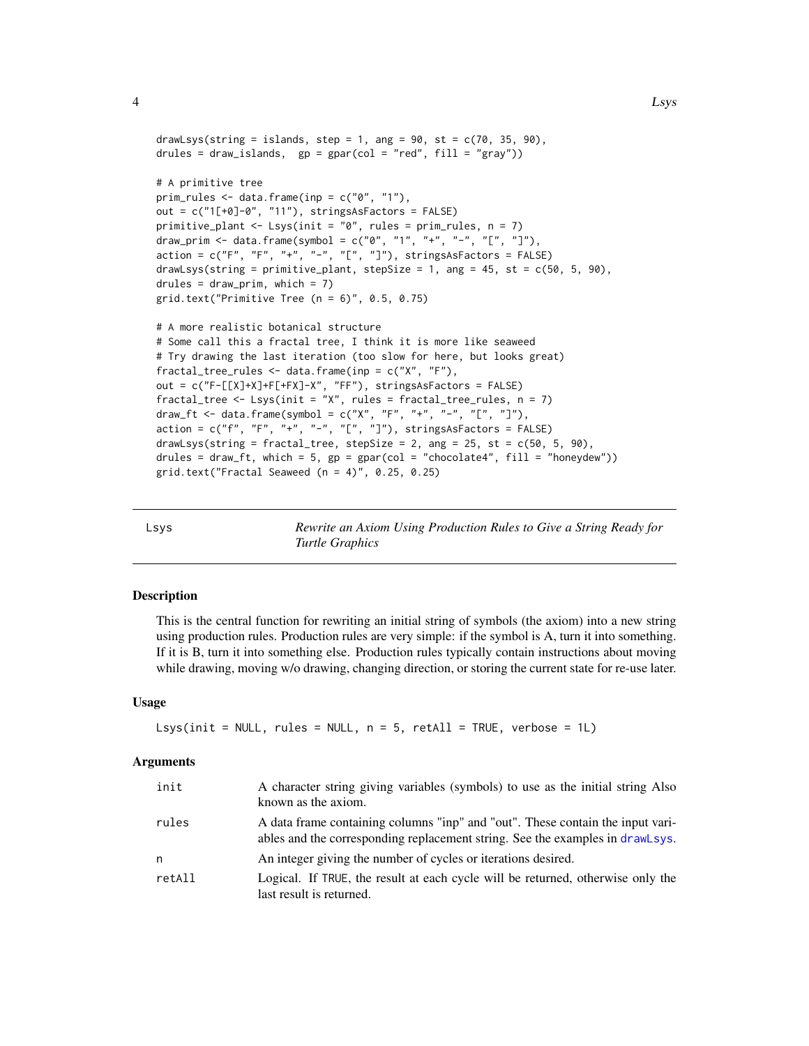```
drawLsys(string = islands, step = 1, ang = 90, st = c(70, 35, 90),
drules = draw_islands,  gp = gpar(col = "red", fill = "gray"))

# A primitive tree
prim_rules <- data.frame(inp = c("0", "1"),
out = c("1[+0]-0", "11"), stringsAsFactors = FALSE)
primitive_plant <- Lsys(init = "0", rules = prim_rules, n = 7)
draw_prim <- data.frame(symbol = c("0", "1", "+", "-", "[", "]"),
action = c("F", "F", "+", "-", "[", "]"), stringsAsFactors = FALSE)
drawLsys(string = primitive_plant, stepSize = 1, ang = 45, st = c(50, 5, 90),
drules = draw_prim, which = 7)
grid.text("Primitive Tree (n = 6)", 0.5, 0.75)

# A more realistic botanical structure
# Some call this a fractal tree, I think it is more like seaweed
# Try drawing the last iteration (too slow for here, but looks great)
fractal_tree_rules <- data.frame(inp = c("X", "F"),
out = c("F-[[X]+X]+F[+FX]-X", "FF"), stringsAsFactors = FALSE)
fractal_tree <- Lsys(init = "X", rules = fractal_tree_rules, n = 7)
draw_ft <- data.frame(symbol = c("X", "F", "+", "-", "[", "]"),
action = c("f", "F", "+", "-", "[", "]"), stringsAsFactors = FALSE)
drawLsys(string = fractal_tree, stepSize = 2, ang = 25, st = c(50, 5, 90),
drules = draw_ft, which = 5, gp = gpar(col = "chocolate4", fill = "honeydew"))
grid.text("Fractal Seaweed (n = 4)", 0.25, 0.25)
```

---

## Lsys — *Rewrite an Axiom Using Production Rules to Give a String Ready for Turtle Graphics*

### Description

This is the central function for rewriting an initial string of symbols (the axiom) into a new string using production rules. Production rules are very simple: if the symbol is A, turn it into something. If it is B, turn it into something else. Production rules typically contain instructions about moving while drawing, moving w/o drawing, changing direction, or storing the current state for re-use later.

### Usage

```
Lsys(init = NULL, rules = NULL, n = 5, retAll = TRUE, verbose = 1L)
```

### Arguments

| | |
|---|---|
| `init` | A character string giving variables (symbols) to use as the initial string Also known as the axiom. |
| `rules` | A data frame containing columns "inp" and "out". These contain the input variables and the corresponding replacement string. See the examples in `drawLsys`. |
| `n` | An integer giving the number of cycles or iterations desired. |
| `retAll` | Logical. If `TRUE`, the result at each cycle will be returned, otherwise only the last result is returned. |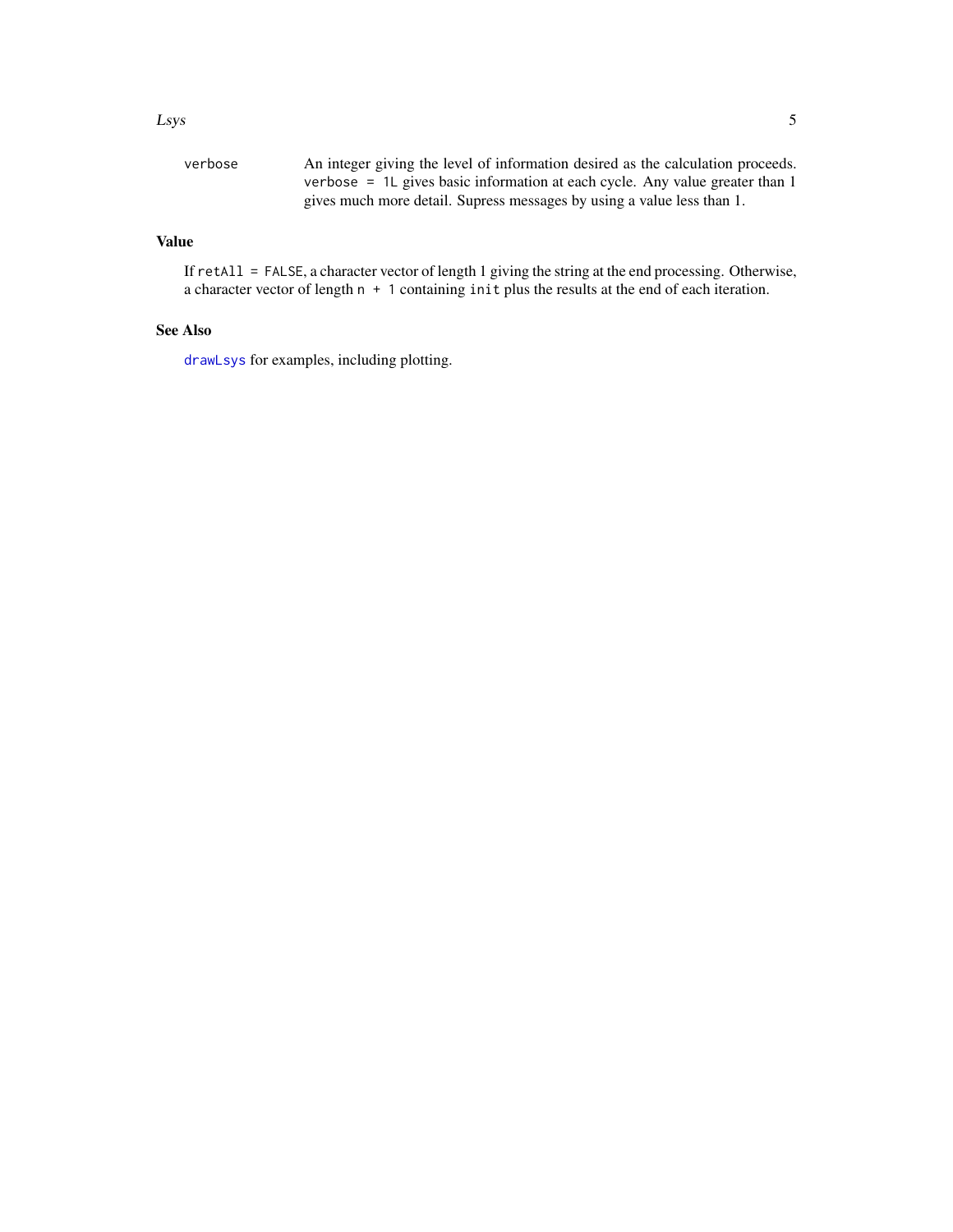| | |
|---|---|
| `verbose` | An integer giving the level of information desired as the calculation proceeds. `verbose = 1L` gives basic information at each cycle. Any value greater than 1 gives much more detail. Supress messages by using a value less than 1. |

## Value

If `retAll = FALSE`, a character vector of length 1 giving the string at the end processing. Otherwise, a character vector of length `n + 1` containing `init` plus the results at the end of each iteration.

## See Also

`drawLsys` for examples, including plotting.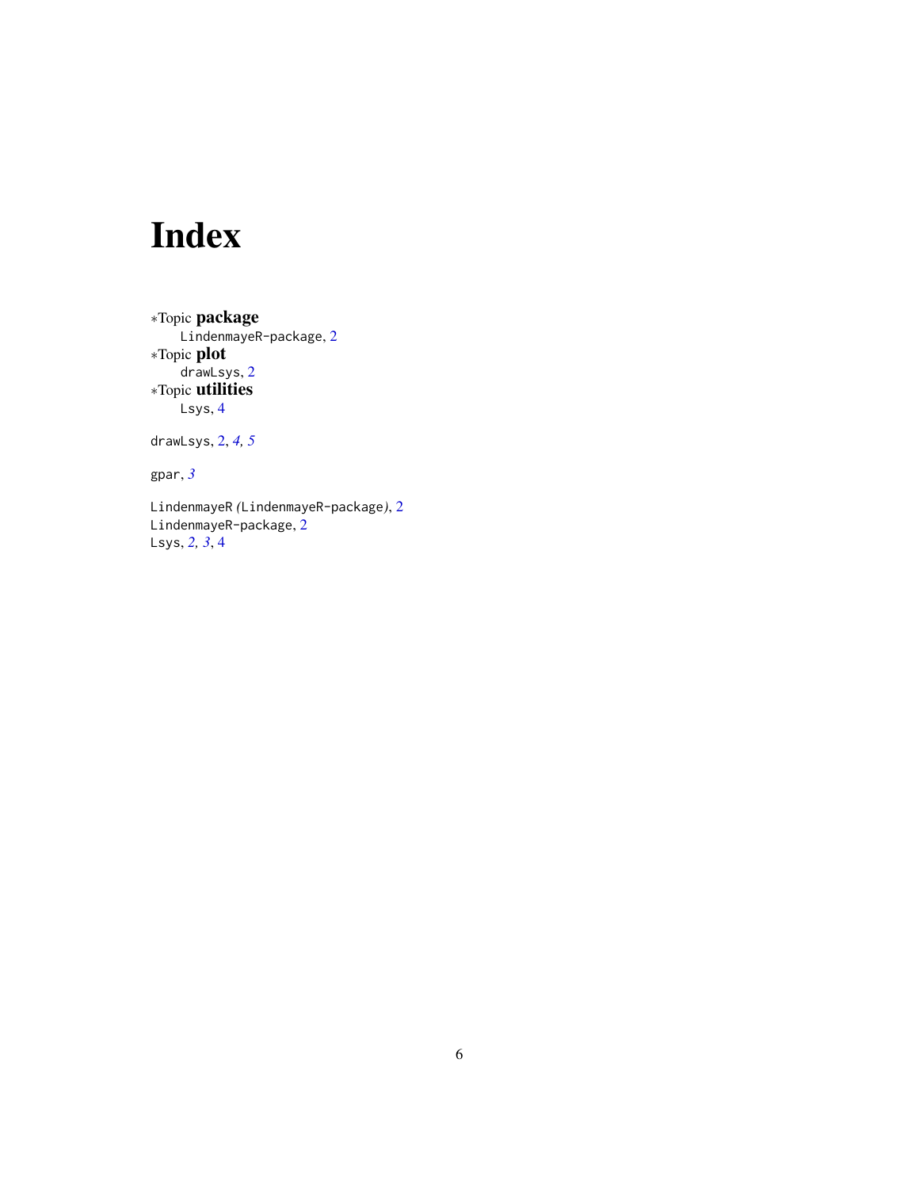# Index

∗Topic **package**
    LindenmayeR-package, 2
∗Topic **plot**
    drawLsys, 2
∗Topic **utilities**
    Lsys, 4

drawLsys, 2, *4, 5*

gpar, *3*

LindenmayeR *(*LindenmayeR-package*)*, 2
LindenmayeR-package, 2
Lsys, *2, 3*, 4